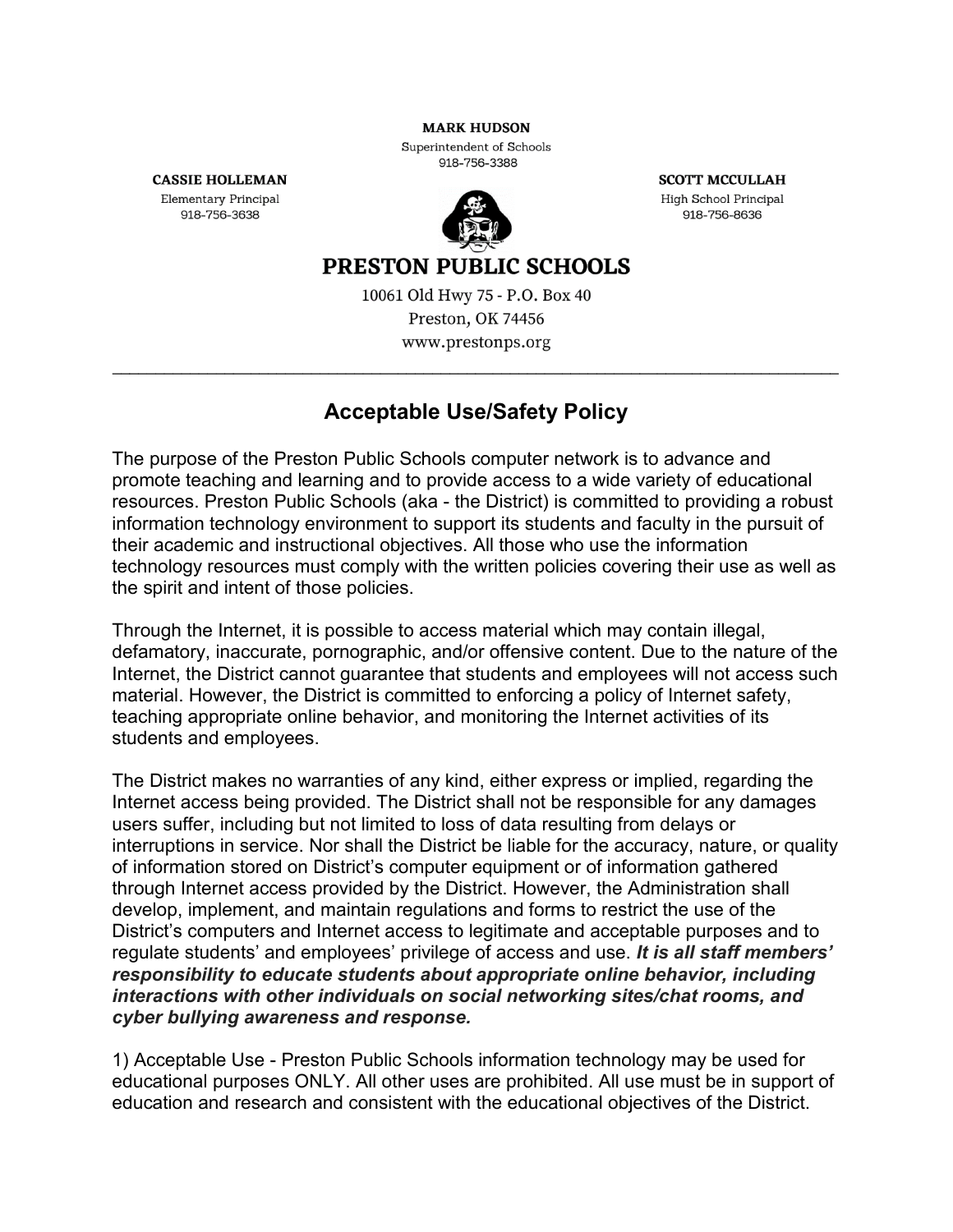**MARK HUDSON**
Superintendent of Schools
918-756-3388

**CASSIE HOLLEMAN**
Elementary Principal
918-756-3638

**SCOTT MCCULLAH**
High School Principal
918-756-8636

**PRESTON PUBLIC SCHOOLS**
10061 Old Hwy 75 - P.O. Box 40
Preston, OK 74456
www.prestonps.org

---

# Acceptable Use/Safety Policy

The purpose of the Preston Public Schools computer network is to advance and promote teaching and learning and to provide access to a wide variety of educational resources. Preston Public Schools (aka - the District) is committed to providing a robust information technology environment to support its students and faculty in the pursuit of their academic and instructional objectives. All those who use the information technology resources must comply with the written policies covering their use as well as the spirit and intent of those policies.

Through the Internet, it is possible to access material which may contain illegal, defamatory, inaccurate, pornographic, and/or offensive content. Due to the nature of the Internet, the District cannot guarantee that students and employees will not access such material. However, the District is committed to enforcing a policy of Internet safety, teaching appropriate online behavior, and monitoring the Internet activities of its students and employees.

The District makes no warranties of any kind, either express or implied, regarding the Internet access being provided. The District shall not be responsible for any damages users suffer, including but not limited to loss of data resulting from delays or interruptions in service. Nor shall the District be liable for the accuracy, nature, or quality of information stored on District's computer equipment or of information gathered through Internet access provided by the District. However, the Administration shall develop, implement, and maintain regulations and forms to restrict the use of the District's computers and Internet access to legitimate and acceptable purposes and to regulate students' and employees' privilege of access and use. ***It is all staff members' responsibility to educate students about appropriate online behavior, including interactions with other individuals on social networking sites/chat rooms, and cyber bullying awareness and response.***

1) Acceptable Use - Preston Public Schools information technology may be used for educational purposes ONLY. All other uses are prohibited. All use must be in support of education and research and consistent with the educational objectives of the District.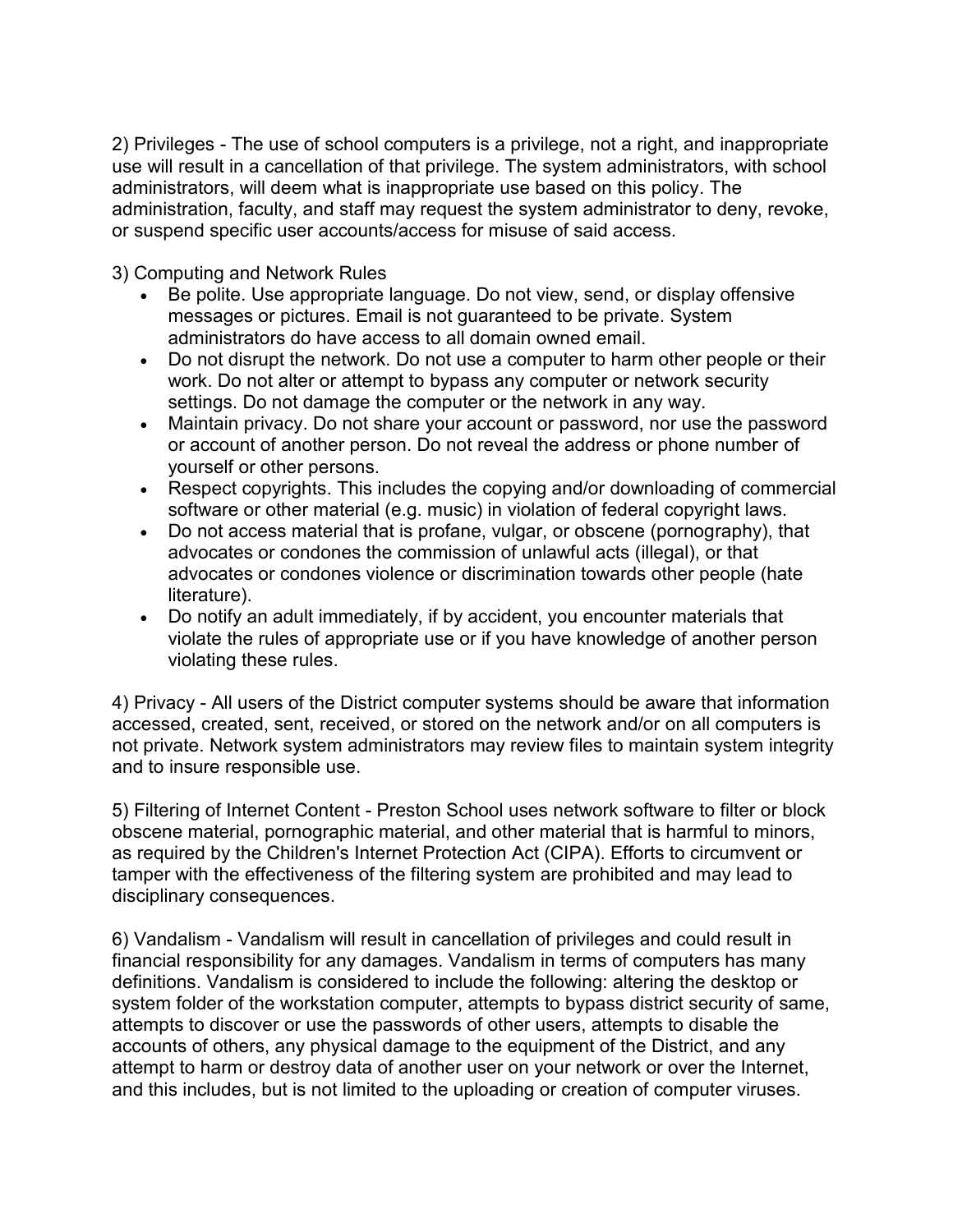2) Privileges - The use of school computers is a privilege, not a right, and inappropriate use will result in a cancellation of that privilege. The system administrators, with school administrators, will deem what is inappropriate use based on this policy. The administration, faculty, and staff may request the system administrator to deny, revoke, or suspend specific user accounts/access for misuse of said access.

3) Computing and Network Rules

- Be polite. Use appropriate language. Do not view, send, or display offensive messages or pictures. Email is not guaranteed to be private. System administrators do have access to all domain owned email.
- Do not disrupt the network. Do not use a computer to harm other people or their work. Do not alter or attempt to bypass any computer or network security settings. Do not damage the computer or the network in any way.
- Maintain privacy. Do not share your account or password, nor use the password or account of another person. Do not reveal the address or phone number of yourself or other persons.
- Respect copyrights. This includes the copying and/or downloading of commercial software or other material (e.g. music) in violation of federal copyright laws.
- Do not access material that is profane, vulgar, or obscene (pornography), that advocates or condones the commission of unlawful acts (illegal), or that advocates or condones violence or discrimination towards other people (hate literature).
- Do notify an adult immediately, if by accident, you encounter materials that violate the rules of appropriate use or if you have knowledge of another person violating these rules.

4) Privacy - All users of the District computer systems should be aware that information accessed, created, sent, received, or stored on the network and/or on all computers is not private. Network system administrators may review files to maintain system integrity and to insure responsible use.

5) Filtering of Internet Content - Preston School uses network software to filter or block obscene material, pornographic material, and other material that is harmful to minors, as required by the Children's Internet Protection Act (CIPA). Efforts to circumvent or tamper with the effectiveness of the filtering system are prohibited and may lead to disciplinary consequences.

6) Vandalism - Vandalism will result in cancellation of privileges and could result in financial responsibility for any damages. Vandalism in terms of computers has many definitions. Vandalism is considered to include the following: altering the desktop or system folder of the workstation computer, attempts to bypass district security of same, attempts to discover or use the passwords of other users, attempts to disable the accounts of others, any physical damage to the equipment of the District, and any attempt to harm or destroy data of another user on your network or over the Internet, and this includes, but is not limited to the uploading or creation of computer viruses.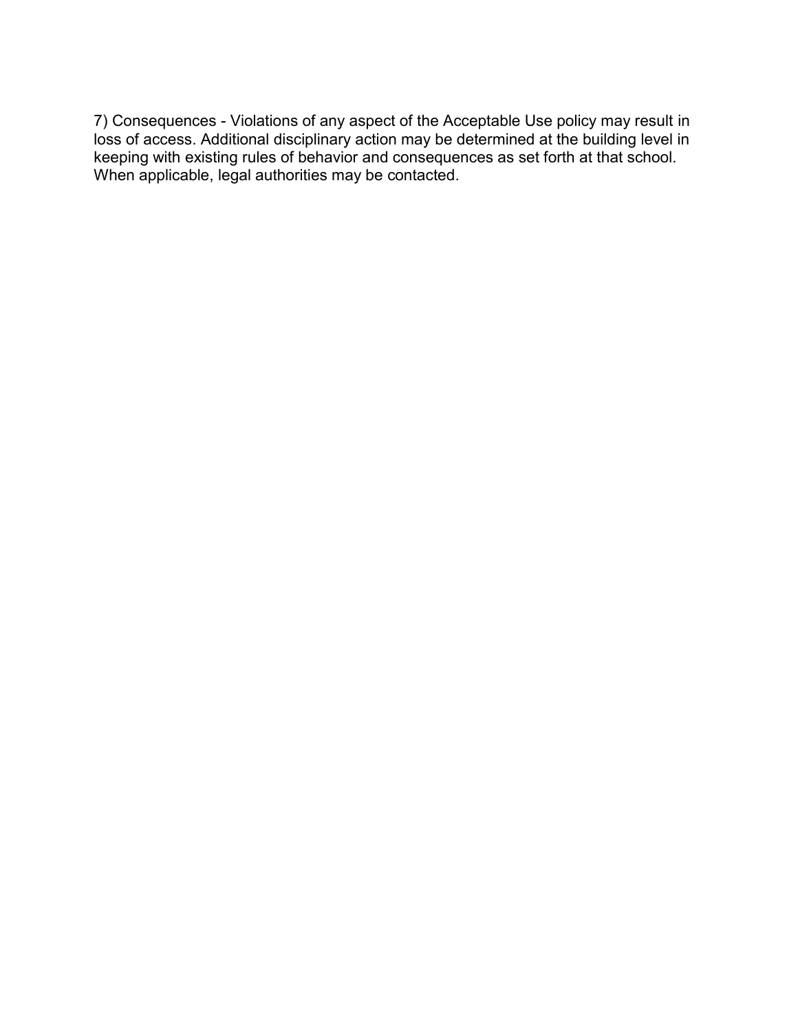7) Consequences - Violations of any aspect of the Acceptable Use policy may result in loss of access. Additional disciplinary action may be determined at the building level in keeping with existing rules of behavior and consequences as set forth at that school. When applicable, legal authorities may be contacted.